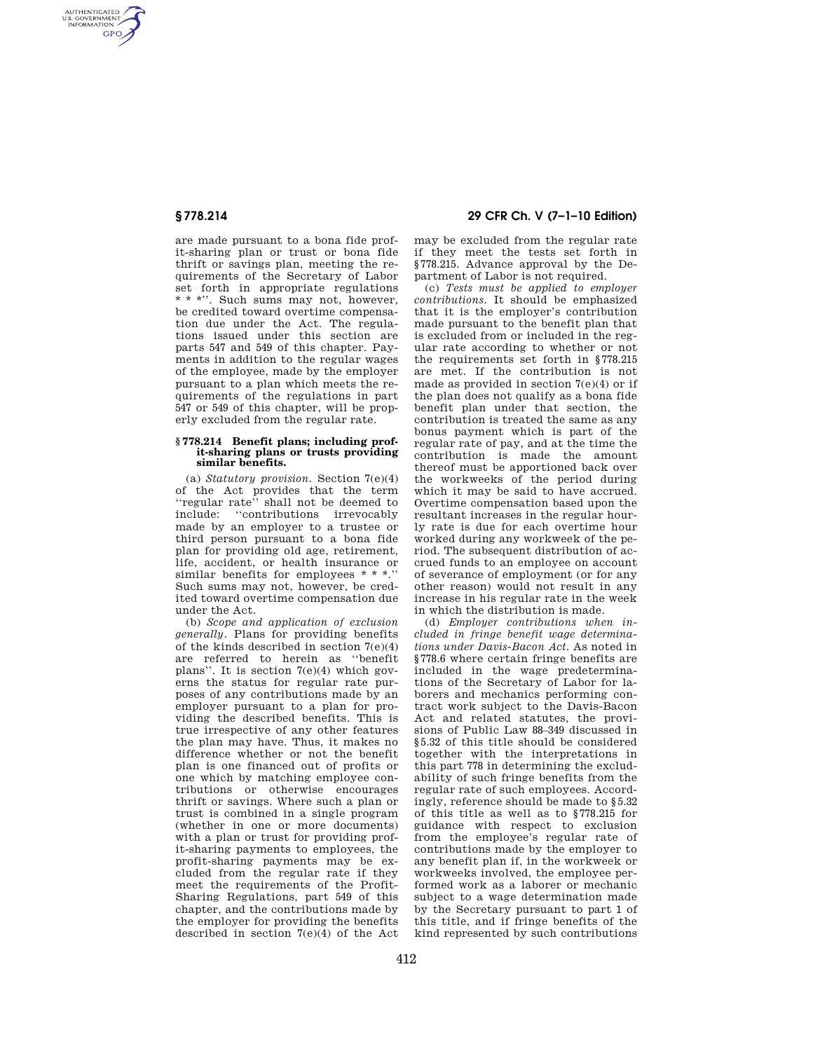are made pursuant to a bona fide profit-sharing plan or trust or bona fide thrift or savings plan, meeting the requirements of the Secretary of Labor set forth in appropriate regulations * * *''. Such sums may not, however, be credited toward overtime compensation due under the Act. The regulations issued under this section are parts 547 and 549 of this chapter. Payments in addition to the regular wages of the employee, made by the employer pursuant to a plan which meets the requirements of the regulations in part 547 or 549 of this chapter, will be properly excluded from the regular rate.

### § 778.214 Benefit plans; including profit-sharing plans or trusts providing similar benefits.

(a) *Statutory provision.* Section 7(e)(4) of the Act provides that the term ''regular rate'' shall not be deemed to include: ''contributions irrevocably made by an employer to a trustee or third person pursuant to a bona fide plan for providing old age, retirement, life, accident, or health insurance or similar benefits for employees * * *.'' Such sums may not, however, be credited toward overtime compensation due under the Act.

(b) *Scope and application of exclusion generally.* Plans for providing benefits of the kinds described in section 7(e)(4) are referred to herein as ''benefit plans''. It is section 7(e)(4) which governs the status for regular rate purposes of any contributions made by an employer pursuant to a plan for providing the described benefits. This is true irrespective of any other features the plan may have. Thus, it makes no difference whether or not the benefit plan is one financed out of profits or one which by matching employee contributions or otherwise encourages thrift or savings. Where such a plan or trust is combined in a single program (whether in one or more documents) with a plan or trust for providing profit-sharing payments to employees, the profit-sharing payments may be excluded from the regular rate if they meet the requirements of the Profit-Sharing Regulations, part 549 of this chapter, and the contributions made by the employer for providing the benefits described in section 7(e)(4) of the Act may be excluded from the regular rate if they meet the tests set forth in §778.215. Advance approval by the Department of Labor is not required.

(c) *Tests must be applied to employer contributions.* It should be emphasized that it is the employer's contribution made pursuant to the benefit plan that is excluded from or included in the regular rate according to whether or not the requirements set forth in §778.215 are met. If the contribution is not made as provided in section 7(e)(4) or if the plan does not qualify as a bona fide benefit plan under that section, the contribution is treated the same as any bonus payment which is part of the regular rate of pay, and at the time the contribution is made the amount thereof must be apportioned back over the workweeks of the period during which it may be said to have accrued. Overtime compensation based upon the resultant increases in the regular hourly rate is due for each overtime hour worked during any workweek of the period. The subsequent distribution of accrued funds to an employee on account of severance of employment (or for any other reason) would not result in any increase in his regular rate in the week in which the distribution is made.

(d) *Employer contributions when included in fringe benefit wage determinations under Davis-Bacon Act.* As noted in §778.6 where certain fringe benefits are included in the wage predeterminations of the Secretary of Labor for laborers and mechanics performing contract work subject to the Davis-Bacon Act and related statutes, the provisions of Public Law 88–349 discussed in §5.32 of this title should be considered together with the interpretations in this part 778 in determining the excludability of such fringe benefits from the regular rate of such employees. Accordingly, reference should be made to §5.32 of this title as well as to §778.215 for guidance with respect to exclusion from the employee's regular rate of contributions made by the employer to any benefit plan if, in the workweek or workweeks involved, the employee performed work as a laborer or mechanic subject to a wage determination made by the Secretary pursuant to part 1 of this title, and if fringe benefits of the kind represented by such contributions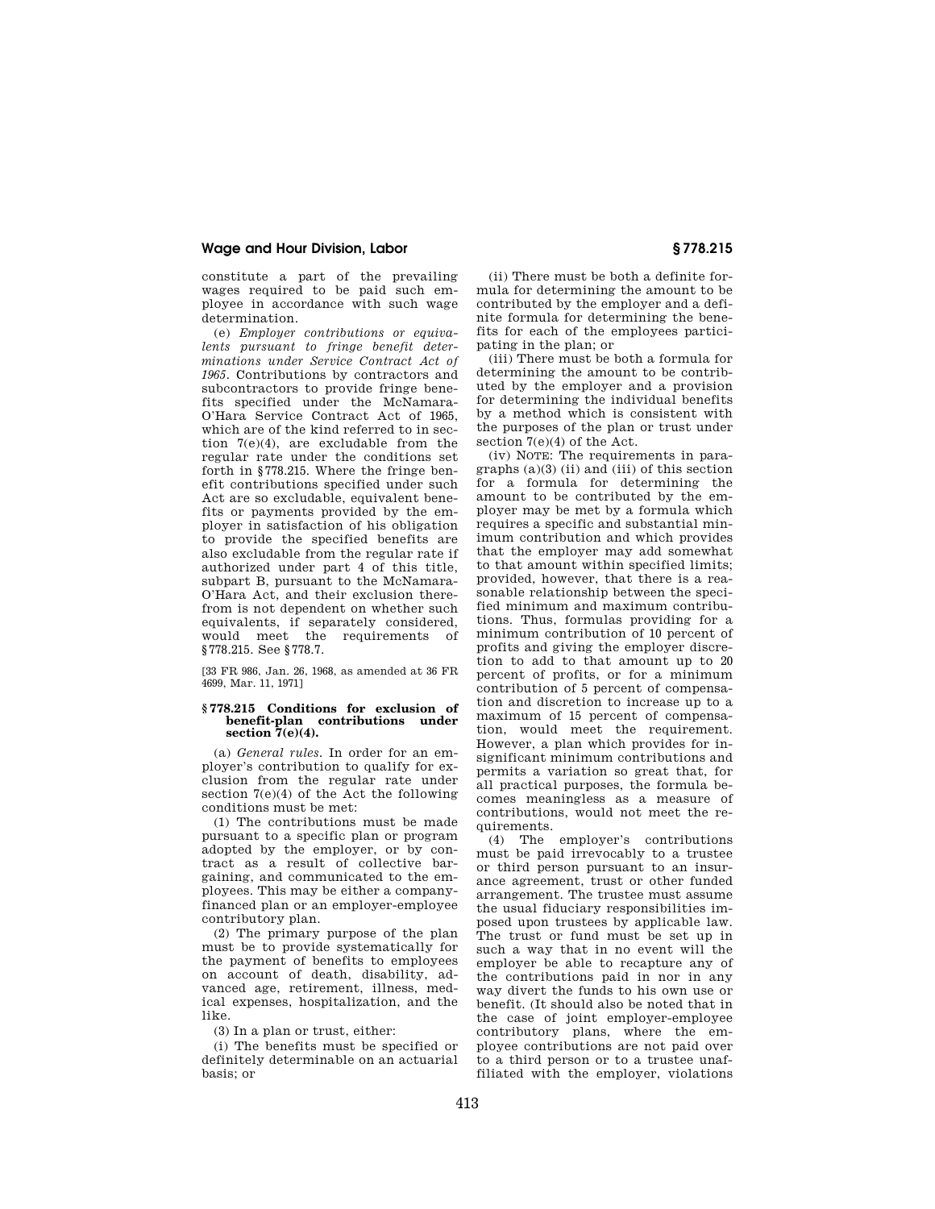constitute a part of the prevailing wages required to be paid such employee in accordance with such wage determination.

(e) *Employer contributions or equivalents pursuant to fringe benefit determinations under Service Contract Act of 1965.* Contributions by contractors and subcontractors to provide fringe benefits specified under the McNamara-O'Hara Service Contract Act of 1965, which are of the kind referred to in section 7(e)(4), are excludable from the regular rate under the conditions set forth in §778.215. Where the fringe benefit contributions specified under such Act are so excludable, equivalent benefits or payments provided by the employer in satisfaction of his obligation to provide the specified benefits are also excludable from the regular rate if authorized under part 4 of this title, subpart B, pursuant to the McNamara-O'Hara Act, and their exclusion therefrom is not dependent on whether such equivalents, if separately considered, would meet the requirements of §778.215. See §778.7.

[33 FR 986, Jan. 26, 1968, as amended at 36 FR 4699, Mar. 11, 1971]

### §778.215 Conditions for exclusion of benefit-plan contributions under section 7(e)(4).

(a) *General rules.* In order for an employer's contribution to qualify for exclusion from the regular rate under section 7(e)(4) of the Act the following conditions must be met:

(1) The contributions must be made pursuant to a specific plan or program adopted by the employer, or by contract as a result of collective bargaining, and communicated to the employees. This may be either a company-financed plan or an employer-employee contributory plan.

(2) The primary purpose of the plan must be to provide systematically for the payment of benefits to employees on account of death, disability, advanced age, retirement, illness, medical expenses, hospitalization, and the like.

(3) In a plan or trust, either:

(i) The benefits must be specified or definitely determinable on an actuarial basis; or

(ii) There must be both a definite formula for determining the amount to be contributed by the employer and a definite formula for determining the benefits for each of the employees participating in the plan; or

(iii) There must be both a formula for determining the amount to be contributed by the employer and a provision for determining the individual benefits by a method which is consistent with the purposes of the plan or trust under section 7(e)(4) of the Act.

(iv) NOTE: The requirements in paragraphs (a)(3) (ii) and (iii) of this section for a formula for determining the amount to be contributed by the employer may be met by a formula which requires a specific and substantial minimum contribution and which provides that the employer may add somewhat to that amount within specified limits; provided, however, that there is a reasonable relationship between the specified minimum and maximum contributions. Thus, formulas providing for a minimum contribution of 10 percent of profits and giving the employer discretion to add to that amount up to 20 percent of profits, or for a minimum contribution of 5 percent of compensation and discretion to increase up to a maximum of 15 percent of compensation, would meet the requirement. However, a plan which provides for insignificant minimum contributions and permits a variation so great that, for all practical purposes, the formula becomes meaningless as a measure of contributions, would not meet the requirements.

(4) The employer's contributions must be paid irrevocably to a trustee or third person pursuant to an insurance agreement, trust or other funded arrangement. The trustee must assume the usual fiduciary responsibilities imposed upon trustees by applicable law. The trust or fund must be set up in such a way that in no event will the employer be able to recapture any of the contributions paid in nor in any way divert the funds to his own use or benefit. (It should also be noted that in the case of joint employer-employee contributory plans, where the employee contributions are not paid over to a third person or to a trustee unaffiliated with the employer, violations